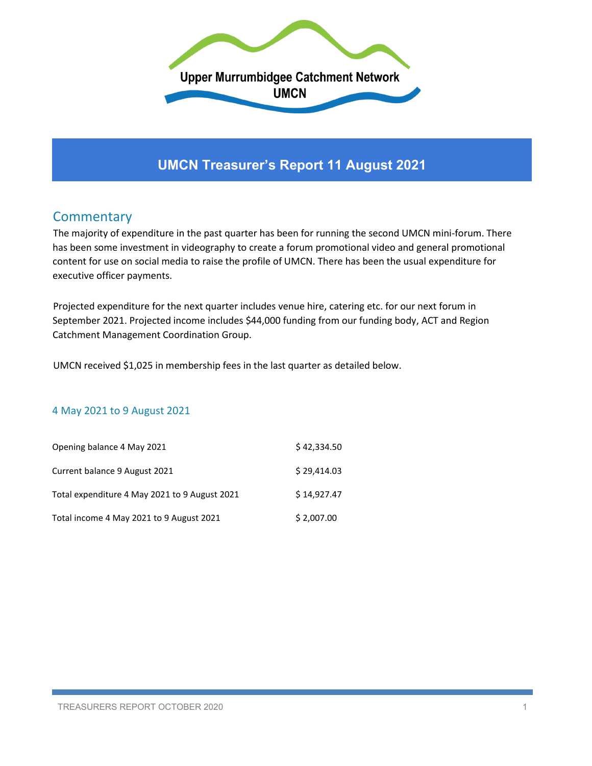Upper Murrumbidgee Catchment Network
UMCN

# UMCN Treasurer's Report 11 August 2021

## Commentary

The majority of expenditure in the past quarter has been for running the second UMCN mini-forum. There has been some investment in videography to create a forum promotional video and general promotional content for use on social media to raise the profile of UMCN. There has been the usual expenditure for executive officer payments.

Projected expenditure for the next quarter includes venue hire, catering etc. for our next forum in September 2021. Projected income includes $44,000 funding from our funding body, ACT and Region Catchment Management Coordination Group.

UMCN received $1,025 in membership fees in the last quarter as detailed below.

### 4 May 2021 to 9 August 2021

| | |
|---|---|
| Opening balance 4 May 2021 | $ 42,334.50 |
| Current balance 9 August 2021 | $ 29,414.03 |
| Total expenditure 4 May 2021 to 9 August 2021 | $ 14,927.47 |
| Total income 4 May 2021 to 9 August 2021 | $ 2,007.00 |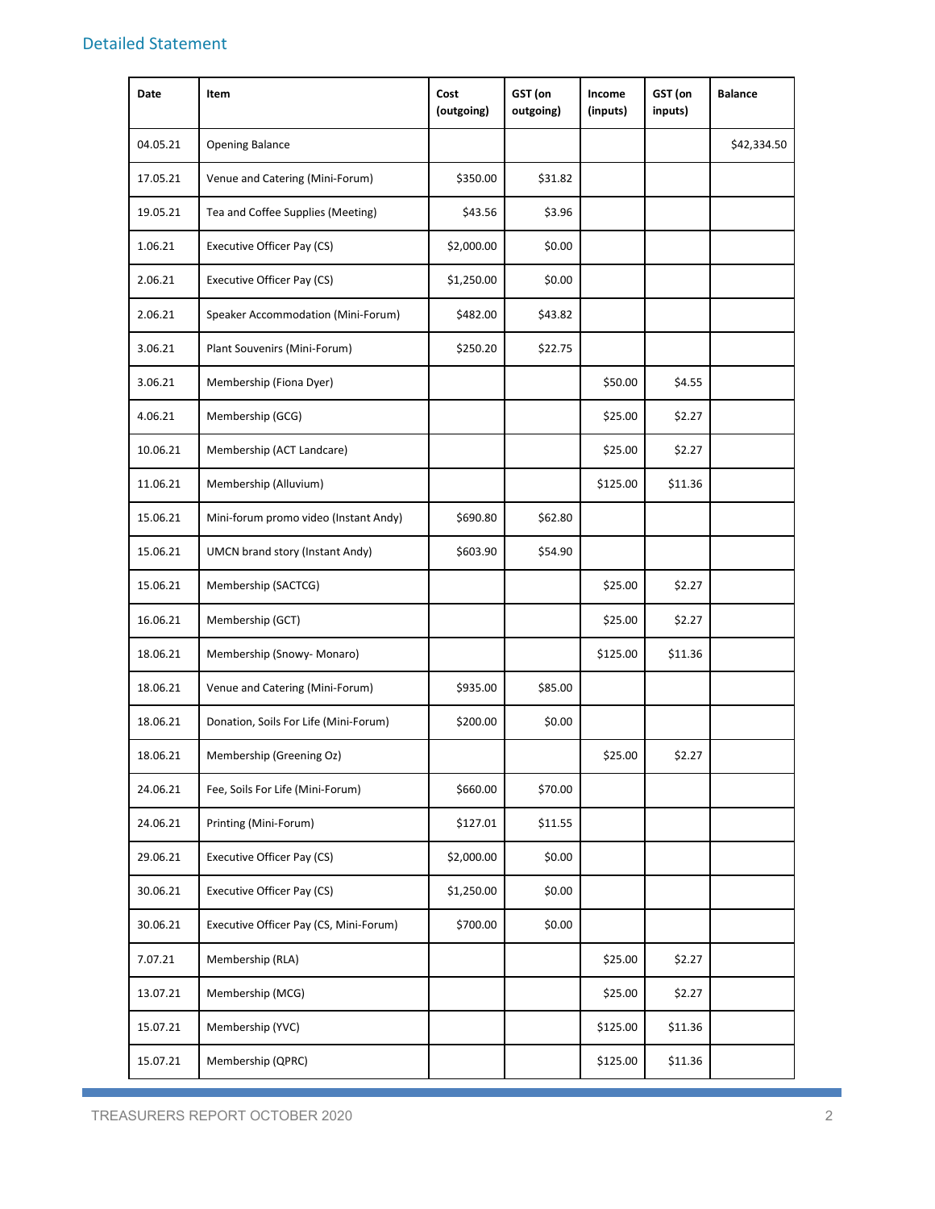## Detailed Statement

| Date | Item | Cost (outgoing) | GST (on outgoing) | Income (inputs) | GST (on inputs) | Balance |
|---|---|---|---|---|---|---|
| 04.05.21 | Opening Balance | | | | | $42,334.50 |
| 17.05.21 | Venue and Catering (Mini-Forum) | $350.00 | $31.82 | | | |
| 19.05.21 | Tea and Coffee Supplies (Meeting) | $43.56 | $3.96 | | | |
| 1.06.21 | Executive Officer Pay (CS) | $2,000.00 | $0.00 | | | |
| 2.06.21 | Executive Officer Pay (CS) | $1,250.00 | $0.00 | | | |
| 2.06.21 | Speaker Accommodation (Mini-Forum) | $482.00 | $43.82 | | | |
| 3.06.21 | Plant Souvenirs (Mini-Forum) | $250.20 | $22.75 | | | |
| 3.06.21 | Membership (Fiona Dyer) | | | $50.00 | $4.55 | |
| 4.06.21 | Membership (GCG) | | | $25.00 | $2.27 | |
| 10.06.21 | Membership (ACT Landcare) | | | $25.00 | $2.27 | |
| 11.06.21 | Membership (Alluvium) | | | $125.00 | $11.36 | |
| 15.06.21 | Mini-forum promo video (Instant Andy) | $690.80 | $62.80 | | | |
| 15.06.21 | UMCN brand story (Instant Andy) | $603.90 | $54.90 | | | |
| 15.06.21 | Membership (SACTCG) | | | $25.00 | $2.27 | |
| 16.06.21 | Membership (GCT) | | | $25.00 | $2.27 | |
| 18.06.21 | Membership (Snowy- Monaro) | | | $125.00 | $11.36 | |
| 18.06.21 | Venue and Catering (Mini-Forum) | $935.00 | $85.00 | | | |
| 18.06.21 | Donation, Soils For Life (Mini-Forum) | $200.00 | $0.00 | | | |
| 18.06.21 | Membership (Greening Oz) | | | $25.00 | $2.27 | |
| 24.06.21 | Fee, Soils For Life (Mini-Forum) | $660.00 | $70.00 | | | |
| 24.06.21 | Printing (Mini-Forum) | $127.01 | $11.55 | | | |
| 29.06.21 | Executive Officer Pay (CS) | $2,000.00 | $0.00 | | | |
| 30.06.21 | Executive Officer Pay (CS) | $1,250.00 | $0.00 | | | |
| 30.06.21 | Executive Officer Pay (CS, Mini-Forum) | $700.00 | $0.00 | | | |
| 7.07.21 | Membership (RLA) | | | $25.00 | $2.27 | |
| 13.07.21 | Membership (MCG) | | | $25.00 | $2.27 | |
| 15.07.21 | Membership (YVC) | | | $125.00 | $11.36 | |
| 15.07.21 | Membership (QPRC) | | | $125.00 | $11.36 | |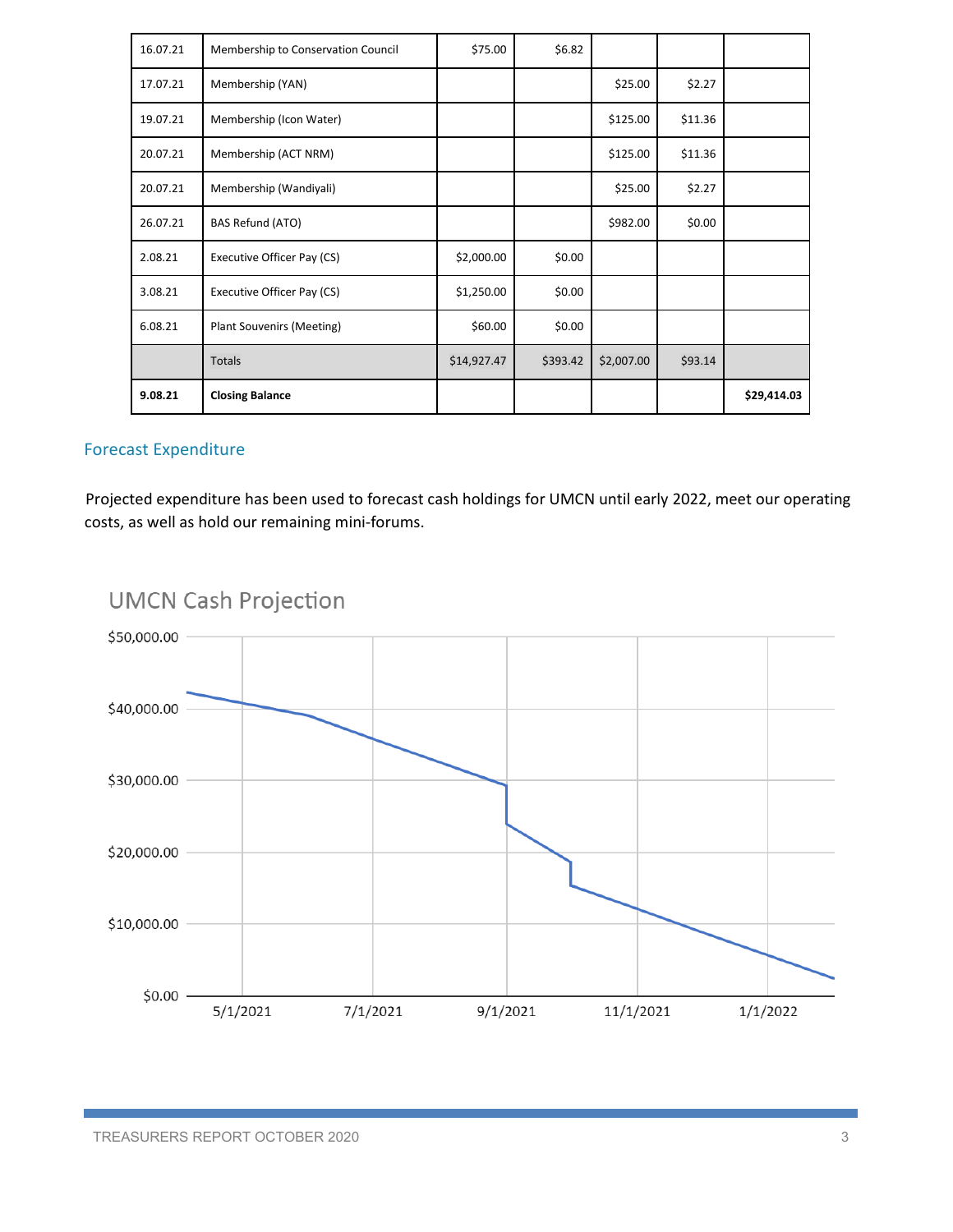| 16.07.21 | Membership to Conservation Council | $75.00 | $6.82 | | | |
|---|---|---|---|---|---|---|
| 17.07.21 | Membership (YAN) | | | $25.00 | $2.27 | |
| 19.07.21 | Membership (Icon Water) | | | $125.00 | $11.36 | |
| 20.07.21 | Membership (ACT NRM) | | | $125.00 | $11.36 | |
| 20.07.21 | Membership (Wandiyali) | | | $25.00 | $2.27 | |
| 26.07.21 | BAS Refund (ATO) | | | $982.00 | $0.00 | |
| 2.08.21 | Executive Officer Pay (CS) | $2,000.00 | $0.00 | | | |
| 3.08.21 | Executive Officer Pay (CS) | $1,250.00 | $0.00 | | | |
| 6.08.21 | Plant Souvenirs (Meeting) | $60.00 | $0.00 | | | |
| | Totals | $14,927.47 | $393.42 | $2,007.00 | $93.14 | |
| **9.08.21** | **Closing Balance** | | | | | **$29,414.03** |

## Forecast Expenditure

Projected expenditure has been used to forecast cash holdings for UMCN until early 2022, meet our operating costs, as well as hold our remaining mini-forums.

UMCN Cash Projection

$50,000.00
$40,000.00
$30,000.00
$20,000.00
$10,000.00
$0.00

5/1/2021 7/1/2021 9/1/2021 11/1/2021 1/1/2022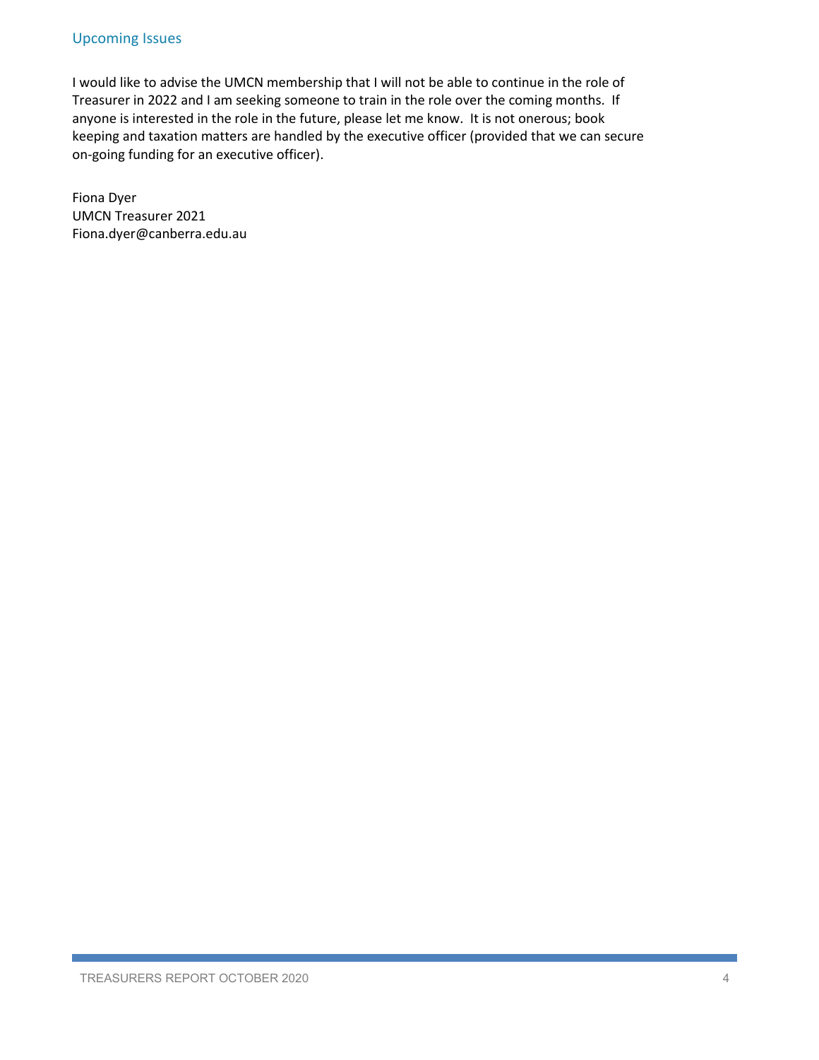## Upcoming Issues

I would like to advise the UMCN membership that I will not be able to continue in the role of Treasurer in 2022 and I am seeking someone to train in the role over the coming months. If anyone is interested in the role in the future, please let me know. It is not onerous; book keeping and taxation matters are handled by the executive officer (provided that we can secure on-going funding for an executive officer).

Fiona Dyer
UMCN Treasurer 2021
Fiona.dyer@canberra.edu.au